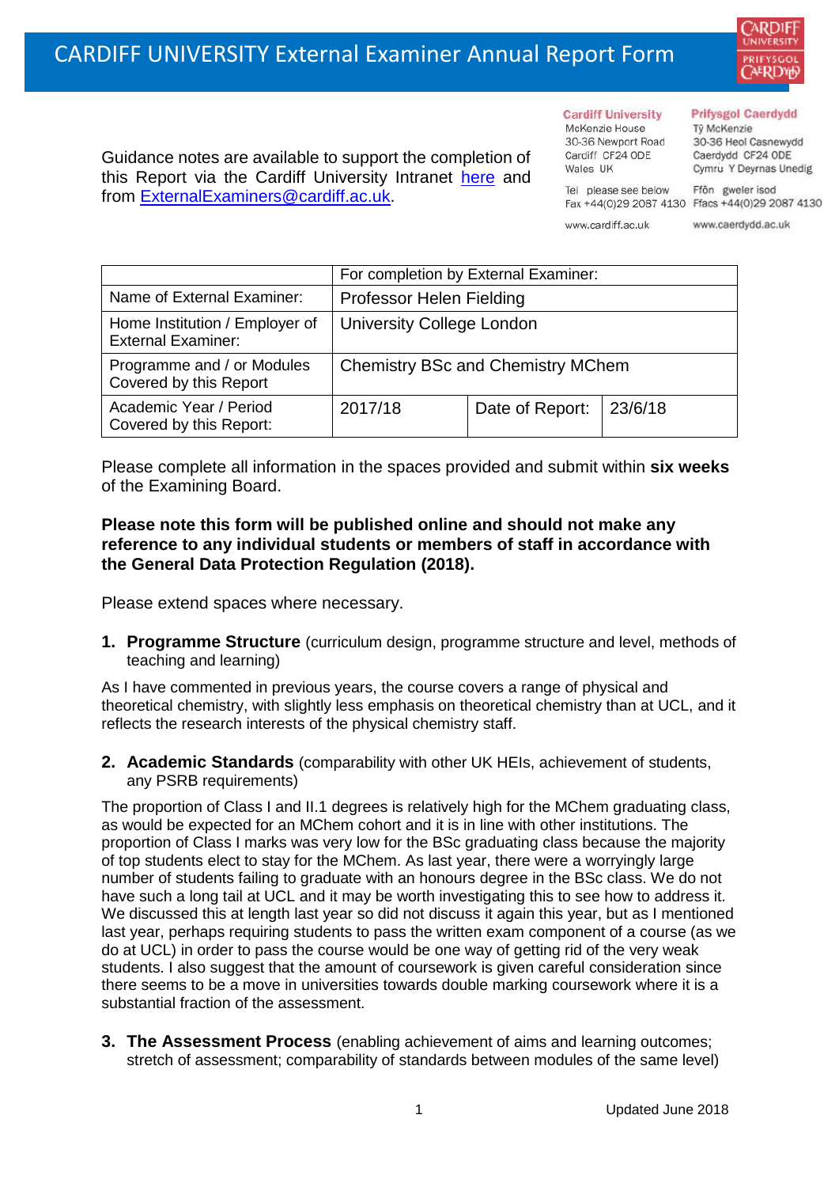# CARDIFF UNIVERSITY External Examiner Annual Report Form

Guidance notes are available to support the completion of this Report via the Cardiff University Intranet here and from ExternalExaminers@cardiff.ac.uk.

Cardiff University
McKenzie House
30-36 Newport Road
Cardiff CF24 0DE
Wales UK

Tel please see below
Fax +44(0)29 2087 4130

www.cardiff.ac.uk

Prifysgol Caerdydd
Tŷ McKenzie
30-36 Heol Casnewydd
Caerdydd CF24 0DE
Cymru Y Deyrnas Unedig

Ffôn gweler isod
Ffacs +44(0)29 2087 4130

www.caerdydd.ac.uk

| | For completion by External Examiner: | | |
|---|---|---|---|
| Name of External Examiner: | Professor Helen Fielding | | |
| Home Institution / Employer of External Examiner: | University College London | | |
| Programme and / or Modules Covered by this Report | Chemistry BSc and Chemistry MChem | | |
| Academic Year / Period Covered by this Report: | 2017/18 | Date of Report: | 23/6/18 |

Please complete all information in the spaces provided and submit within **six weeks** of the Examining Board.

**Please note this form will be published online and should not make any reference to any individual students or members of staff in accordance with the General Data Protection Regulation (2018).**

Please extend spaces where necessary.

1. **Programme Structure** (curriculum design, programme structure and level, methods of teaching and learning)

As I have commented in previous years, the course covers a range of physical and theoretical chemistry, with slightly less emphasis on theoretical chemistry than at UCL, and it reflects the research interests of the physical chemistry staff.

2. **Academic Standards** (comparability with other UK HEIs, achievement of students, any PSRB requirements)

The proportion of Class I and II.1 degrees is relatively high for the MChem graduating class, as would be expected for an MChem cohort and it is in line with other institutions. The proportion of Class I marks was very low for the BSc graduating class because the majority of top students elect to stay for the MChem. As last year, there were a worryingly large number of students failing to graduate with an honours degree in the BSc class. We do not have such a long tail at UCL and it may be worth investigating this to see how to address it. We discussed this at length last year so did not discuss it again this year, but as I mentioned last year, perhaps requiring students to pass the written exam component of a course (as we do at UCL) in order to pass the course would be one way of getting rid of the very weak students. I also suggest that the amount of coursework is given careful consideration since there seems to be a move in universities towards double marking coursework where it is a substantial fraction of the assessment.

3. **The Assessment Process** (enabling achievement of aims and learning outcomes; stretch of assessment; comparability of standards between modules of the same level)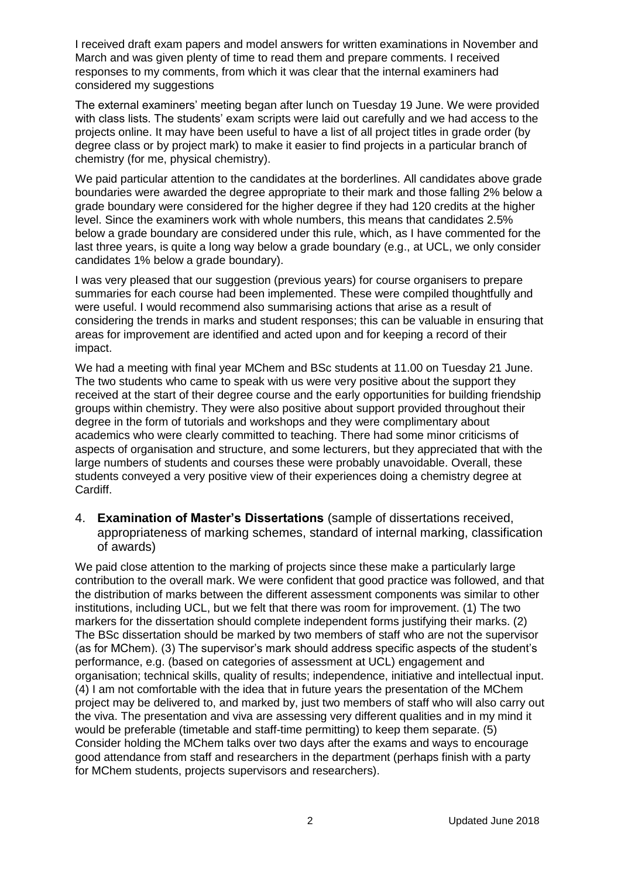I received draft exam papers and model answers for written examinations in November and March and was given plenty of time to read them and prepare comments. I received responses to my comments, from which it was clear that the internal examiners had considered my suggestions

The external examiners' meeting began after lunch on Tuesday 19 June. We were provided with class lists. The students' exam scripts were laid out carefully and we had access to the projects online. It may have been useful to have a list of all project titles in grade order (by degree class or by project mark) to make it easier to find projects in a particular branch of chemistry (for me, physical chemistry).

We paid particular attention to the candidates at the borderlines. All candidates above grade boundaries were awarded the degree appropriate to their mark and those falling 2% below a grade boundary were considered for the higher degree if they had 120 credits at the higher level. Since the examiners work with whole numbers, this means that candidates 2.5% below a grade boundary are considered under this rule, which, as I have commented for the last three years, is quite a long way below a grade boundary (e.g., at UCL, we only consider candidates 1% below a grade boundary).

I was very pleased that our suggestion (previous years) for course organisers to prepare summaries for each course had been implemented. These were compiled thoughtfully and were useful. I would recommend also summarising actions that arise as a result of considering the trends in marks and student responses; this can be valuable in ensuring that areas for improvement are identified and acted upon and for keeping a record of their impact.

We had a meeting with final year MChem and BSc students at 11.00 on Tuesday 21 June. The two students who came to speak with us were very positive about the support they received at the start of their degree course and the early opportunities for building friendship groups within chemistry. They were also positive about support provided throughout their degree in the form of tutorials and workshops and they were complimentary about academics who were clearly committed to teaching. There had some minor criticisms of aspects of organisation and structure, and some lecturers, but they appreciated that with the large numbers of students and courses these were probably unavoidable. Overall, these students conveyed a very positive view of their experiences doing a chemistry degree at Cardiff.

4. **Examination of Master's Dissertations** (sample of dissertations received, appropriateness of marking schemes, standard of internal marking, classification of awards)

We paid close attention to the marking of projects since these make a particularly large contribution to the overall mark. We were confident that good practice was followed, and that the distribution of marks between the different assessment components was similar to other institutions, including UCL, but we felt that there was room for improvement. (1) The two markers for the dissertation should complete independent forms justifying their marks. (2) The BSc dissertation should be marked by two members of staff who are not the supervisor (as for MChem). (3) The supervisor's mark should address specific aspects of the student's performance, e.g. (based on categories of assessment at UCL) engagement and organisation; technical skills, quality of results; independence, initiative and intellectual input. (4) I am not comfortable with the idea that in future years the presentation of the MChem project may be delivered to, and marked by, just two members of staff who will also carry out the viva. The presentation and viva are assessing very different qualities and in my mind it would be preferable (timetable and staff-time permitting) to keep them separate. (5) Consider holding the MChem talks over two days after the exams and ways to encourage good attendance from staff and researchers in the department (perhaps finish with a party for MChem students, projects supervisors and researchers).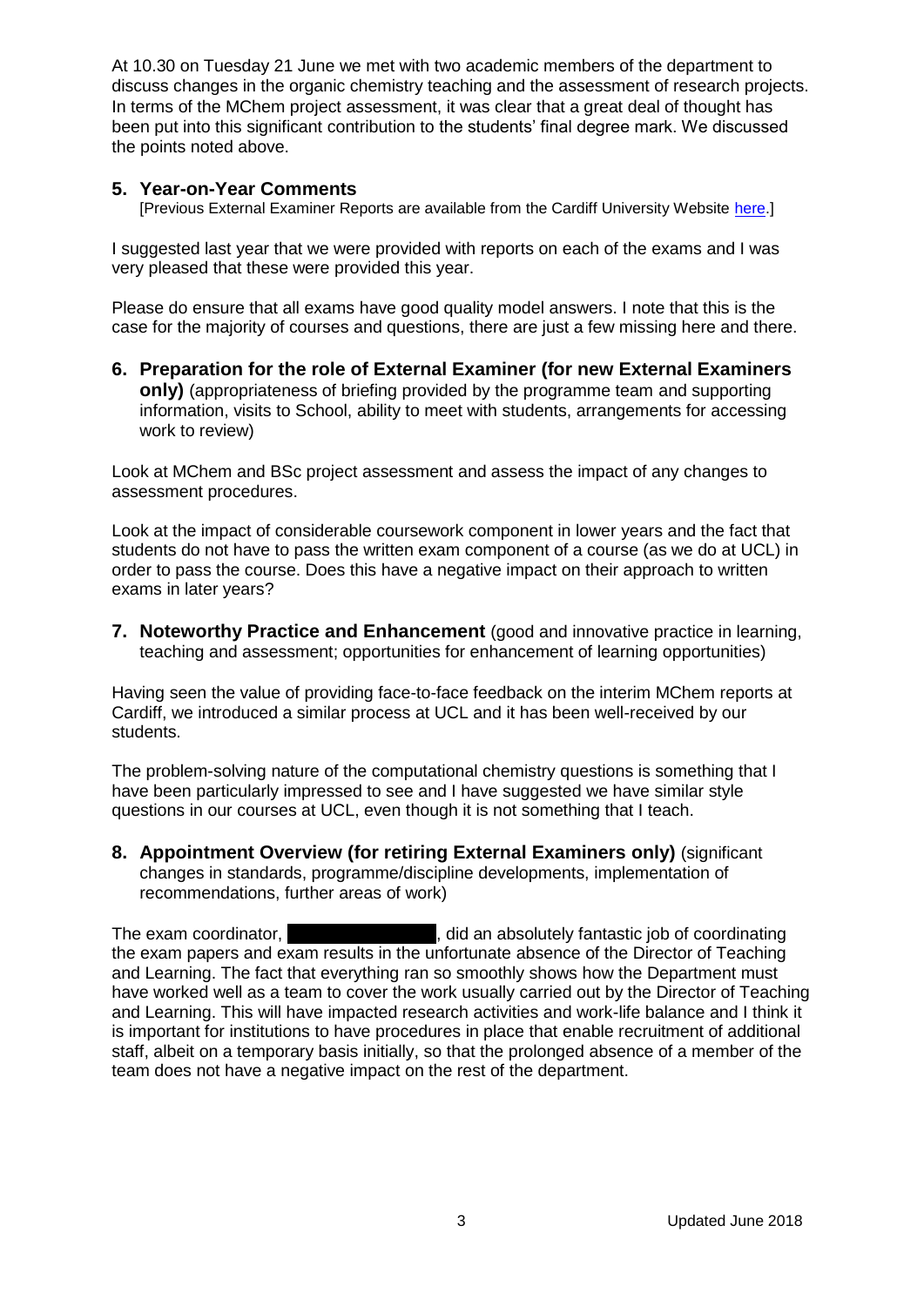At 10.30 on Tuesday 21 June we met with two academic members of the department to discuss changes in the organic chemistry teaching and the assessment of research projects. In terms of the MChem project assessment, it was clear that a great deal of thought has been put into this significant contribution to the students' final degree mark. We discussed the points noted above.

## 5. Year-on-Year Comments

[Previous External Examiner Reports are available from the Cardiff University Website here.]

I suggested last year that we were provided with reports on each of the exams and I was very pleased that these were provided this year.

Please do ensure that all exams have good quality model answers. I note that this is the case for the majority of courses and questions, there are just a few missing here and there.

## 6. Preparation for the role of External Examiner (for new External Examiners only)

(appropriateness of briefing provided by the programme team and supporting information, visits to School, ability to meet with students, arrangements for accessing work to review)

Look at MChem and BSc project assessment and assess the impact of any changes to assessment procedures.

Look at the impact of considerable coursework component in lower years and the fact that students do not have to pass the written exam component of a course (as we do at UCL) in order to pass the course. Does this have a negative impact on their approach to written exams in later years?

## 7. Noteworthy Practice and Enhancement

(good and innovative practice in learning, teaching and assessment; opportunities for enhancement of learning opportunities)

Having seen the value of providing face-to-face feedback on the interim MChem reports at Cardiff, we introduced a similar process at UCL and it has been well-received by our students.

The problem-solving nature of the computational chemistry questions is something that I have been particularly impressed to see and I have suggested we have similar style questions in our courses at UCL, even though it is not something that I teach.

## 8. Appointment Overview (for retiring External Examiners only)

(significant changes in standards, programme/discipline developments, implementation of recommendations, further areas of work)

The exam coordinator, [REDACTED], did an absolutely fantastic job of coordinating the exam papers and exam results in the unfortunate absence of the Director of Teaching and Learning. The fact that everything ran so smoothly shows how the Department must have worked well as a team to cover the work usually carried out by the Director of Teaching and Learning. This will have impacted research activities and work-life balance and I think it is important for institutions to have procedures in place that enable recruitment of additional staff, albeit on a temporary basis initially, so that the prolonged absence of a member of the team does not have a negative impact on the rest of the department.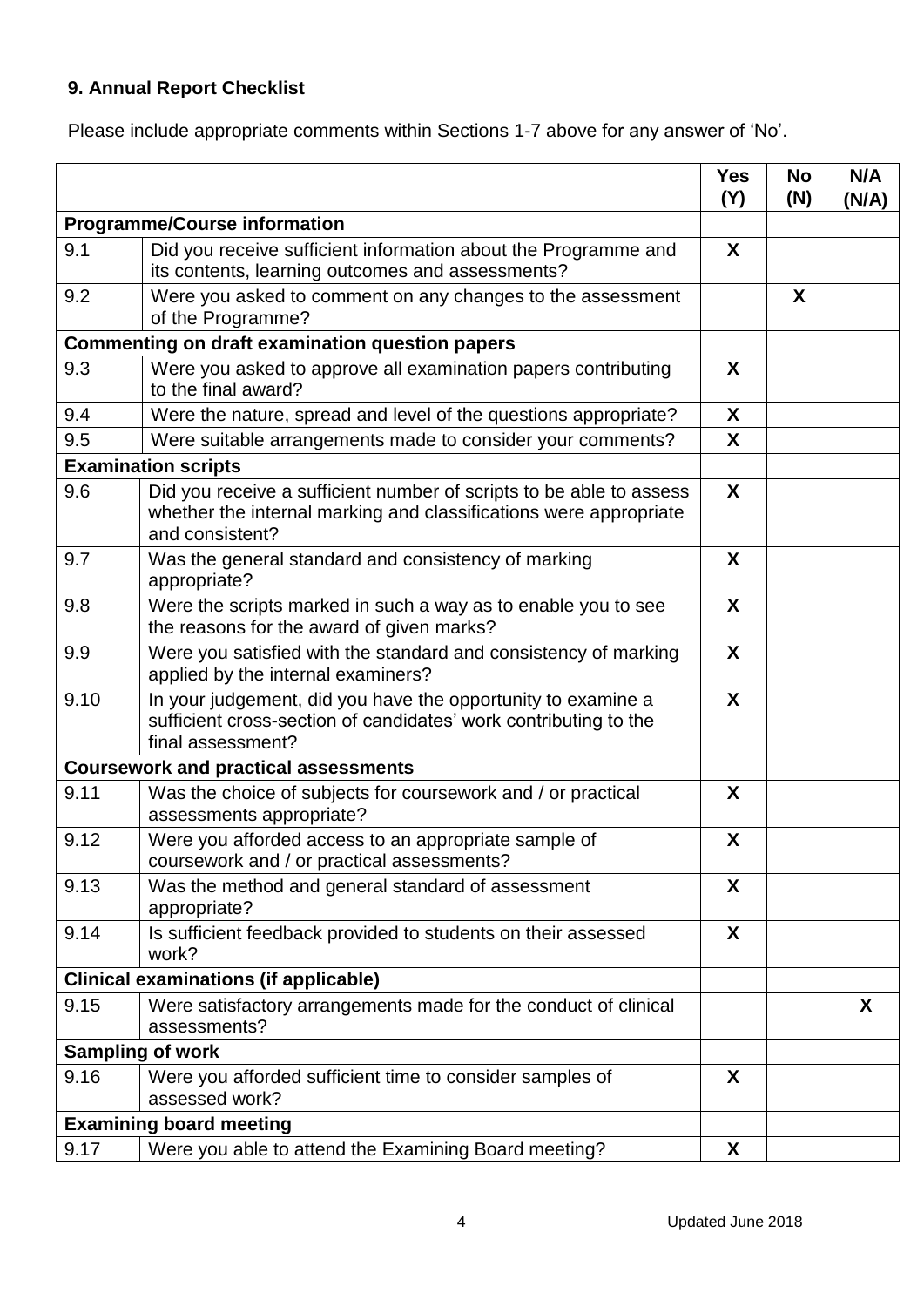## 9. Annual Report Checklist

Please include appropriate comments within Sections 1-7 above for any answer of 'No'.

| | | Yes (Y) | No (N) | N/A (N/A) |
|---|---|---|---|---|
| **Programme/Course information** | | | | |
| 9.1 | Did you receive sufficient information about the Programme and its contents, learning outcomes and assessments? | X | | |
| 9.2 | Were you asked to comment on any changes to the assessment of the Programme? | | X | |
| **Commenting on draft examination question papers** | | | | |
| 9.3 | Were you asked to approve all examination papers contributing to the final award? | X | | |
| 9.4 | Were the nature, spread and level of the questions appropriate? | X | | |
| 9.5 | Were suitable arrangements made to consider your comments? | X | | |
| **Examination scripts** | | | | |
| 9.6 | Did you receive a sufficient number of scripts to be able to assess whether the internal marking and classifications were appropriate and consistent? | X | | |
| 9.7 | Was the general standard and consistency of marking appropriate? | X | | |
| 9.8 | Were the scripts marked in such a way as to enable you to see the reasons for the award of given marks? | X | | |
| 9.9 | Were you satisfied with the standard and consistency of marking applied by the internal examiners? | X | | |
| 9.10 | In your judgement, did you have the opportunity to examine a sufficient cross-section of candidates' work contributing to the final assessment? | X | | |
| **Coursework and practical assessments** | | | | |
| 9.11 | Was the choice of subjects for coursework and / or practical assessments appropriate? | X | | |
| 9.12 | Were you afforded access to an appropriate sample of coursework and / or practical assessments? | X | | |
| 9.13 | Was the method and general standard of assessment appropriate? | X | | |
| 9.14 | Is sufficient feedback provided to students on their assessed work? | X | | |
| **Clinical examinations (if applicable)** | | | | |
| 9.15 | Were satisfactory arrangements made for the conduct of clinical assessments? | | | X |
| **Sampling of work** | | | | |
| 9.16 | Were you afforded sufficient time to consider samples of assessed work? | X | | |
| **Examining board meeting** | | | | |
| 9.17 | Were you able to attend the Examining Board meeting? | X | | |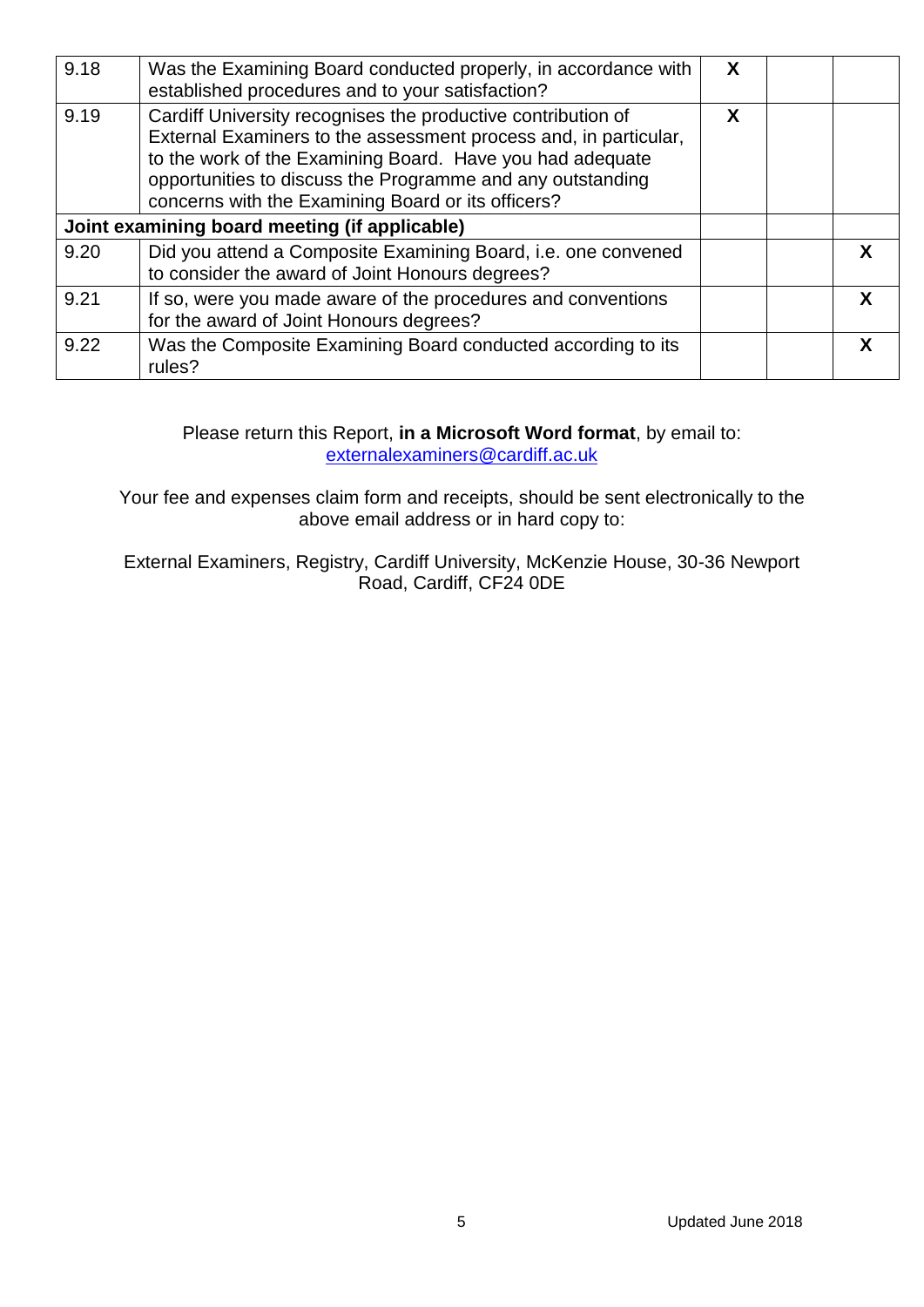| | | | | |
|---|---|---|---|---|
| 9.18 | Was the Examining Board conducted properly, in accordance with established procedures and to your satisfaction? | X | | |
| 9.19 | Cardiff University recognises the productive contribution of External Examiners to the assessment process and, in particular, to the work of the Examining Board. Have you had adequate opportunities to discuss the Programme and any outstanding concerns with the Examining Board or its officers? | X | | |
| **Joint examining board meeting (if applicable)** | | | | |
| 9.20 | Did you attend a Composite Examining Board, i.e. one convened to consider the award of Joint Honours degrees? | | | X |
| 9.21 | If so, were you made aware of the procedures and conventions for the award of Joint Honours degrees? | | | X |
| 9.22 | Was the Composite Examining Board conducted according to its rules? | | | X |

Please return this Report, **in a Microsoft Word format**, by email to: externalexaminers@cardiff.ac.uk

Your fee and expenses claim form and receipts, should be sent electronically to the above email address or in hard copy to:

External Examiners, Registry, Cardiff University, McKenzie House, 30-36 Newport Road, Cardiff, CF24 0DE

Updated June 2018